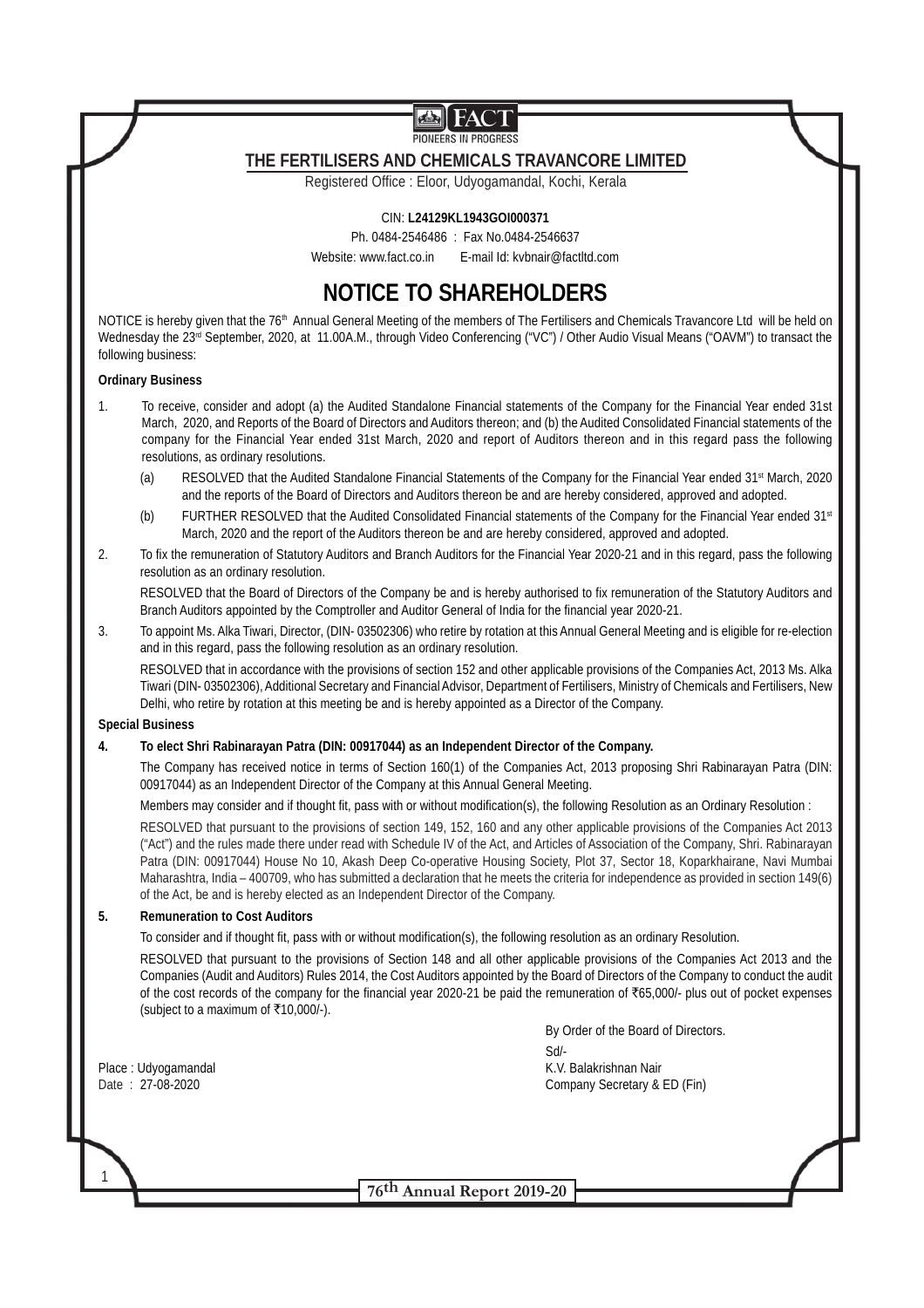FACT

PIONEERS IN PROGRESS

# THE FERTILISERS AND CHEMICALS TRAVANCORE LIMITED

Registered Office : Eloor, Udyogamandal, Kochi, Kerala

CIN: **L24129KL1943GOI000371**

Ph. 0484-2546486 : Fax No.0484-2546637

Website: www.fact.co.in E-mail Id: kvbnair@factltd.com

# NOTICE TO SHAREHOLDERS

NOTICE is hereby given that the 76th Annual General Meeting of the members of The Fertilisers and Chemicals Travancore Ltd will be held on Wednesday the 23rd September, 2020, at 11.00A.M., through Video Conferencing ("VC") / Other Audio Visual Means ("OAVM") to transact the following business:

**Ordinary Business**

1. To receive, consider and adopt (a) the Audited Standalone Financial statements of the Company for the Financial Year ended 31st March, 2020, and Reports of the Board of Directors and Auditors thereon; and (b) the Audited Consolidated Financial statements of the company for the Financial Year ended 31st March, 2020 and report of Auditors thereon and in this regard pass the following resolutions, as ordinary resolutions.

   (a) RESOLVED that the Audited Standalone Financial Statements of the Company for the Financial Year ended 31st March, 2020 and the reports of the Board of Directors and Auditors thereon be and are hereby considered, approved and adopted.

   (b) FURTHER RESOLVED that the Audited Consolidated Financial statements of the Company for the Financial Year ended 31st March, 2020 and the report of the Auditors thereon be and are hereby considered, approved and adopted.

2. To fix the remuneration of Statutory Auditors and Branch Auditors for the Financial Year 2020-21 and in this regard, pass the following resolution as an ordinary resolution.

   RESOLVED that the Board of Directors of the Company be and is hereby authorised to fix remuneration of the Statutory Auditors and Branch Auditors appointed by the Comptroller and Auditor General of India for the financial year 2020-21.

3. To appoint Ms. Alka Tiwari, Director, (DIN- 03502306) who retire by rotation at this Annual General Meeting and is eligible for re-election and in this regard, pass the following resolution as an ordinary resolution.

   RESOLVED that in accordance with the provisions of section 152 and other applicable provisions of the Companies Act, 2013 Ms. Alka Tiwari (DIN- 03502306), Additional Secretary and Financial Advisor, Department of Fertilisers, Ministry of Chemicals and Fertilisers, New Delhi, who retire by rotation at this meeting be and is hereby appointed as a Director of the Company.

**Special Business**

4. **To elect Shri Rabinarayan Patra (DIN: 00917044) as an Independent Director of the Company.**

   The Company has received notice in terms of Section 160(1) of the Companies Act, 2013 proposing Shri Rabinarayan Patra (DIN: 00917044) as an Independent Director of the Company at this Annual General Meeting.

   Members may consider and if thought fit, pass with or without modification(s), the following Resolution as an Ordinary Resolution :

   RESOLVED that pursuant to the provisions of section 149, 152, 160 and any other applicable provisions of the Companies Act 2013 ("Act") and the rules made there under read with Schedule IV of the Act, and Articles of Association of the Company, Shri. Rabinarayan Patra (DIN: 00917044) House No 10, Akash Deep Co-operative Housing Society, Plot 37, Sector 18, Koparkhairane, Navi Mumbai Maharashtra, India – 400709, who has submitted a declaration that he meets the criteria for independence as provided in section 149(6) of the Act, be and is hereby elected as an Independent Director of the Company.

5. **Remuneration to Cost Auditors**

   To consider and if thought fit, pass with or without modification(s), the following resolution as an ordinary Resolution.

   RESOLVED that pursuant to the provisions of Section 148 and all other applicable provisions of the Companies Act 2013 and the Companies (Audit and Auditors) Rules 2014, the Cost Auditors appointed by the Board of Directors of the Company to conduct the audit of the cost records of the company for the financial year 2020-21 be paid the remuneration of ₹65,000/- plus out of pocket expenses (subject to a maximum of ₹10,000/-).

By Order of the Board of Directors.

Sd/-

K.V. Balakrishnan Nair

Company Secretary & ED (Fin)

Place : Udyogamandal

Date : 27-08-2020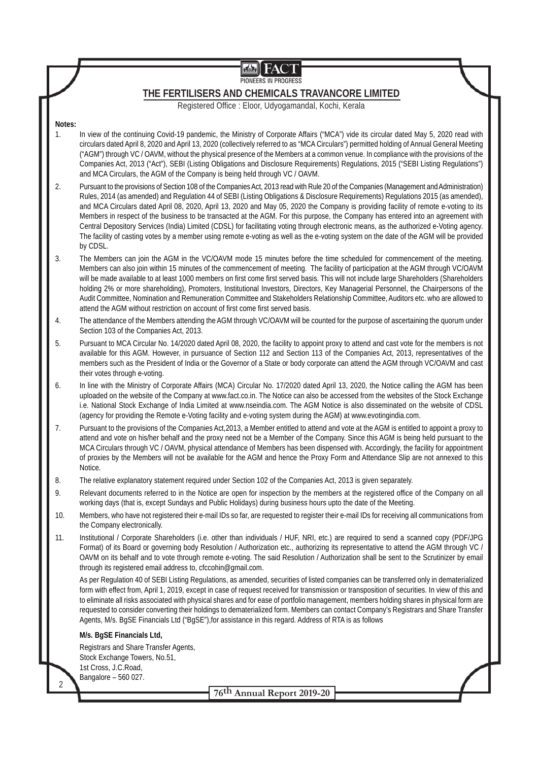# THE FERTILISERS AND CHEMICALS TRAVANCORE LIMITED

Registered Office : Eloor, Udyogamandal, Kochi, Kerala

**Notes:**

1. In view of the continuing Covid-19 pandemic, the Ministry of Corporate Affairs ("MCA") vide its circular dated May 5, 2020 read with circulars dated April 8, 2020 and April 13, 2020 (collectively referred to as "MCA Circulars") permitted holding of Annual General Meeting ("AGM") through VC / OAVM, without the physical presence of the Members at a common venue. In compliance with the provisions of the Companies Act, 2013 ("Act"), SEBI (Listing Obligations and Disclosure Requirements) Regulations, 2015 ("SEBI Listing Regulations") and MCA Circulars, the AGM of the Company is being held through VC / OAVM.

2. Pursuant to the provisions of Section 108 of the Companies Act, 2013 read with Rule 20 of the Companies (Management and Administration) Rules, 2014 (as amended) and Regulation 44 of SEBI (Listing Obligations & Disclosure Requirements) Regulations 2015 (as amended), and MCA Circulars dated April 08, 2020, April 13, 2020 and May 05, 2020 the Company is providing facility of remote e-voting to its Members in respect of the business to be transacted at the AGM. For this purpose, the Company has entered into an agreement with Central Depository Services (India) Limited (CDSL) for facilitating voting through electronic means, as the authorized e-Voting agency. The facility of casting votes by a member using remote e-voting as well as the e-voting system on the date of the AGM will be provided by CDSL.

3. The Members can join the AGM in the VC/OAVM mode 15 minutes before the time scheduled for commencement of the meeting. Members can also join within 15 minutes of the commencement of meeting. The facility of participation at the AGM through VC/OAVM will be made available to at least 1000 members on first come first served basis. This will not include large Shareholders (Shareholders holding 2% or more shareholding), Promoters, Institutional Investors, Directors, Key Managerial Personnel, the Chairpersons of the Audit Committee, Nomination and Remuneration Committee and Stakeholders Relationship Committee, Auditors etc. who are allowed to attend the AGM without restriction on account of first come first served basis.

4. The attendance of the Members attending the AGM through VC/OAVM will be counted for the purpose of ascertaining the quorum under Section 103 of the Companies Act, 2013.

5. Pursuant to MCA Circular No. 14/2020 dated April 08, 2020, the facility to appoint proxy to attend and cast vote for the members is not available for this AGM. However, in pursuance of Section 112 and Section 113 of the Companies Act, 2013, representatives of the members such as the President of India or the Governor of a State or body corporate can attend the AGM through VC/OAVM and cast their votes through e-voting.

6. In line with the Ministry of Corporate Affairs (MCA) Circular No. 17/2020 dated April 13, 2020, the Notice calling the AGM has been uploaded on the website of the Company at www.fact.co.in. The Notice can also be accessed from the websites of the Stock Exchange i.e. National Stock Exchange of India Limited at www.nseindia.com. The AGM Notice is also disseminated on the website of CDSL (agency for providing the Remote e-Voting facility and e-voting system during the AGM) at www.evotingindia.com.

7. Pursuant to the provisions of the Companies Act,2013, a Member entitled to attend and vote at the AGM is entitled to appoint a proxy to attend and vote on his/her behalf and the proxy need not be a Member of the Company. Since this AGM is being held pursuant to the MCA Circulars through VC / OAVM, physical attendance of Members has been dispensed with. Accordingly, the facility for appointment of proxies by the Members will not be available for the AGM and hence the Proxy Form and Attendance Slip are not annexed to this Notice.

8. The relative explanatory statement required under Section 102 of the Companies Act, 2013 is given separately.

9. Relevant documents referred to in the Notice are open for inspection by the members at the registered office of the Company on all working days (that is, except Sundays and Public Holidays) during business hours upto the date of the Meeting.

10. Members, who have not registered their e-mail IDs so far, are requested to register their e-mail IDs for receiving all communications from the Company electronically.

11. Institutional / Corporate Shareholders (i.e. other than individuals / HUF, NRI, etc.) are required to send a scanned copy (PDF/JPG Format) of its Board or governing body Resolution / Authorization etc., authorizing its representative to attend the AGM through VC / OAVM on its behalf and to vote through remote e-voting. The said Resolution / Authorization shall be sent to the Scrutinizer by email through its registered email address to, cfccohin@gmail.com.

    As per Regulation 40 of SEBI Listing Regulations, as amended, securities of listed companies can be transferred only in dematerialized form with effect from, April 1, 2019, except in case of request received for transmission or transposition of securities. In view of this and to eliminate all risks associated with physical shares and for ease of portfolio management, members holding shares in physical form are requested to consider converting their holdings to dematerialized form. Members can contact Company's Registrars and Share Transfer Agents, M/s. BgSE Financials Ltd ("BgSE"),for assistance in this regard. Address of RTA is as follows

    **M/s. BgSE Financials Ltd,**

    Registrars and Share Transfer Agents,
    Stock Exchange Towers, No.51,
    1st Cross, J.C.Road,
    Bangalore – 560 027.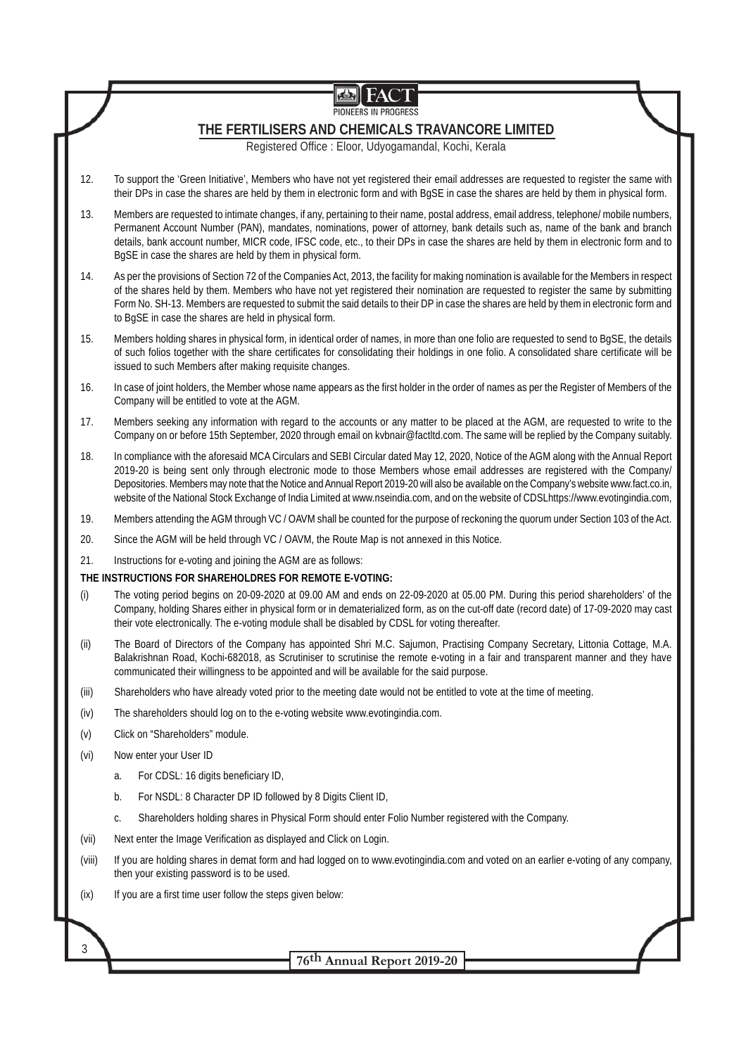12. To support the 'Green Initiative', Members who have not yet registered their email addresses are requested to register the same with their DPs in case the shares are held by them in electronic form and with BgSE in case the shares are held by them in physical form.

13. Members are requested to intimate changes, if any, pertaining to their name, postal address, email address, telephone/ mobile numbers, Permanent Account Number (PAN), mandates, nominations, power of attorney, bank details such as, name of the bank and branch details, bank account number, MICR code, IFSC code, etc., to their DPs in case the shares are held by them in electronic form and to BgSE in case the shares are held by them in physical form.

14. As per the provisions of Section 72 of the Companies Act, 2013, the facility for making nomination is available for the Members in respect of the shares held by them. Members who have not yet registered their nomination are requested to register the same by submitting Form No. SH-13. Members are requested to submit the said details to their DP in case the shares are held by them in electronic form and to BgSE in case the shares are held in physical form.

15. Members holding shares in physical form, in identical order of names, in more than one folio are requested to send to BgSE, the details of such folios together with the share certificates for consolidating their holdings in one folio. A consolidated share certificate will be issued to such Members after making requisite changes.

16. In case of joint holders, the Member whose name appears as the first holder in the order of names as per the Register of Members of the Company will be entitled to vote at the AGM.

17. Members seeking any information with regard to the accounts or any matter to be placed at the AGM, are requested to write to the Company on or before 15th September, 2020 through email on kvbnair@factltd.com. The same will be replied by the Company suitably.

18. In compliance with the aforesaid MCA Circulars and SEBI Circular dated May 12, 2020, Notice of the AGM along with the Annual Report 2019-20 is being sent only through electronic mode to those Members whose email addresses are registered with the Company/ Depositories. Members may note that the Notice and Annual Report 2019-20 will also be available on the Company's website www.fact.co.in, website of the National Stock Exchange of India Limited at www.nseindia.com, and on the website of CDSLhttps://www.evotingindia.com,

19. Members attending the AGM through VC / OAVM shall be counted for the purpose of reckoning the quorum under Section 103 of the Act.

20. Since the AGM will be held through VC / OAVM, the Route Map is not annexed in this Notice.

21. Instructions for e-voting and joining the AGM are as follows:

**THE INSTRUCTIONS FOR SHAREHOLDRES FOR REMOTE E-VOTING:**

(i) The voting period begins on 20-09-2020 at 09.00 AM and ends on 22-09-2020 at 05.00 PM. During this period shareholders' of the Company, holding Shares either in physical form or in dematerialized form, as on the cut-off date (record date) of 17-09-2020 may cast their vote electronically. The e-voting module shall be disabled by CDSL for voting thereafter.

(ii) The Board of Directors of the Company has appointed Shri M.C. Sajumon, Practising Company Secretary, Littonia Cottage, M.A. Balakrishnan Road, Kochi-682018, as Scrutiniser to scrutinise the remote e-voting in a fair and transparent manner and they have communicated their willingness to be appointed and will be available for the said purpose.

(iii) Shareholders who have already voted prior to the meeting date would not be entitled to vote at the time of meeting.

(iv) The shareholders should log on to the e-voting website www.evotingindia.com.

(v) Click on "Shareholders" module.

(vi) Now enter your User ID

   a. For CDSL: 16 digits beneficiary ID,

   b. For NSDL: 8 Character DP ID followed by 8 Digits Client ID,

   c. Shareholders holding shares in Physical Form should enter Folio Number registered with the Company.

(vii) Next enter the Image Verification as displayed and Click on Login.

(viii) If you are holding shares in demat form and had logged on to www.evotingindia.com and voted on an earlier e-voting of any company, then your existing password is to be used.

(ix) If you are a first time user follow the steps given below: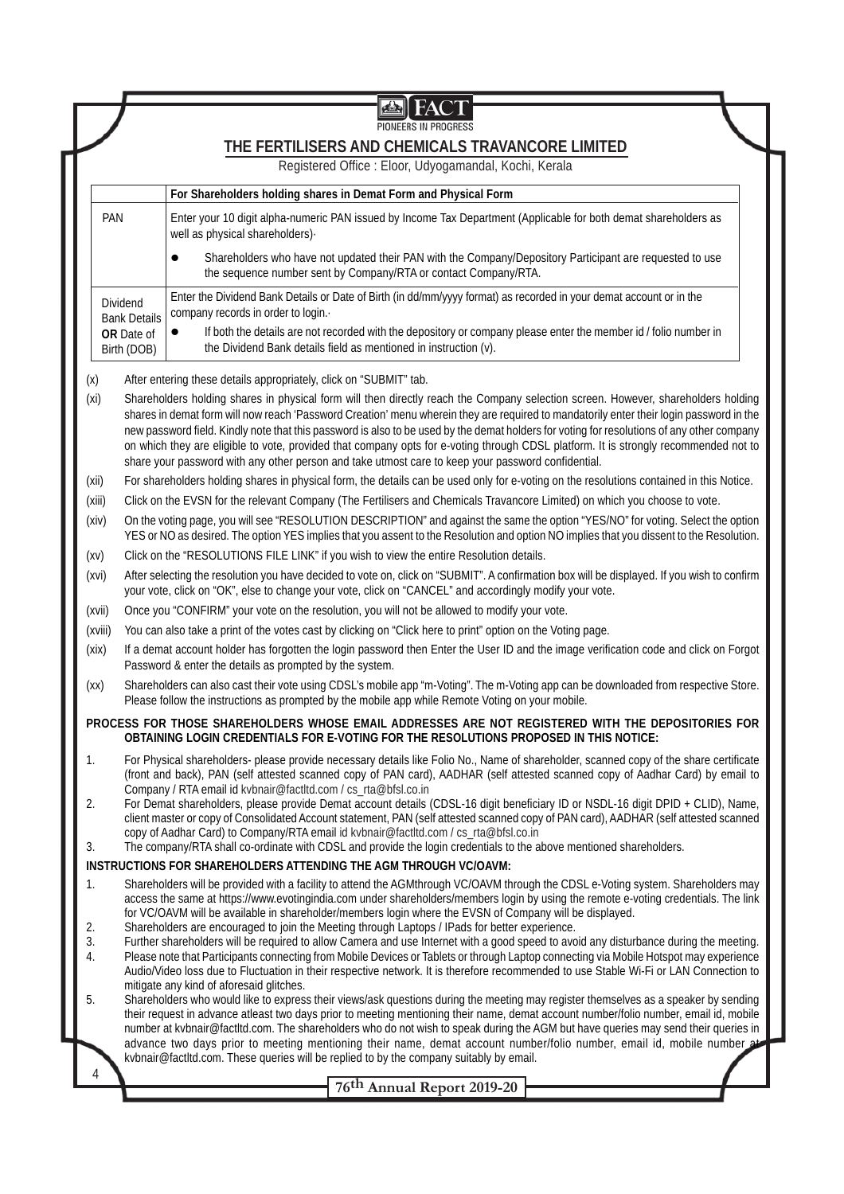FACT
PIONEERS IN PROGRESS

## THE FERTILISERS AND CHEMICALS TRAVANCORE LIMITED

Registered Office : Eloor, Udyogamandal, Kochi, Kerala

| | For Shareholders holding shares in Demat Form and Physical Form |
|---|---|
| PAN | Enter your 10 digit alpha-numeric PAN issued by Income Tax Department (Applicable for both demat shareholders as well as physical shareholders)· <br> • Shareholders who have not updated their PAN with the Company/Depository Participant are requested to use the sequence number sent by Company/RTA or contact Company/RTA. |
| Dividend Bank Details **OR** Date of Birth (DOB) | Enter the Dividend Bank Details or Date of Birth (in dd/mm/yyyy format) as recorded in your demat account or in the company records in order to login.· <br> • If both the details are not recorded with the depository or company please enter the member id / folio number in the Dividend Bank details field as mentioned in instruction (v). |

(x) After entering these details appropriately, click on "SUBMIT" tab.

(xi) Shareholders holding shares in physical form will then directly reach the Company selection screen. However, shareholders holding shares in demat form will now reach 'Password Creation' menu wherein they are required to mandatorily enter their login password in the new password field. Kindly note that this password is also to be used by the demat holders for voting for resolutions of any other company on which they are eligible to vote, provided that company opts for e-voting through CDSL platform. It is strongly recommended not to share your password with any other person and take utmost care to keep your password confidential.

(xii) For shareholders holding shares in physical form, the details can be used only for e-voting on the resolutions contained in this Notice.

(xiii) Click on the EVSN for the relevant Company (The Fertilisers and Chemicals Travancore Limited) on which you choose to vote.

(xiv) On the voting page, you will see "RESOLUTION DESCRIPTION" and against the same the option "YES/NO" for voting. Select the option YES or NO as desired. The option YES implies that you assent to the Resolution and option NO implies that you dissent to the Resolution.

(xv) Click on the "RESOLUTIONS FILE LINK" if you wish to view the entire Resolution details.

(xvi) After selecting the resolution you have decided to vote on, click on "SUBMIT". A confirmation box will be displayed. If you wish to confirm your vote, click on "OK", else to change your vote, click on "CANCEL" and accordingly modify your vote.

(xvii) Once you "CONFIRM" your vote on the resolution, you will not be allowed to modify your vote.

(xviii) You can also take a print of the votes cast by clicking on "Click here to print" option on the Voting page.

(xix) If a demat account holder has forgotten the login password then Enter the User ID and the image verification code and click on Forgot Password & enter the details as prompted by the system.

(xx) Shareholders can also cast their vote using CDSL's mobile app "m-Voting". The m-Voting app can be downloaded from respective Store. Please follow the instructions as prompted by the mobile app while Remote Voting on your mobile.

**PROCESS FOR THOSE SHAREHOLDERS WHOSE EMAIL ADDRESSES ARE NOT REGISTERED WITH THE DEPOSITORIES FOR OBTAINING LOGIN CREDENTIALS FOR E-VOTING FOR THE RESOLUTIONS PROPOSED IN THIS NOTICE:**

1. For Physical shareholders- please provide necessary details like Folio No., Name of shareholder, scanned copy of the share certificate (front and back), PAN (self attested scanned copy of PAN card), AADHAR (self attested scanned copy of Aadhar Card) by email to Company / RTA email id kvbnair@factltd.com / cs_rta@bfsl.co.in
2. For Demat shareholders, please provide Demat account details (CDSL-16 digit beneficiary ID or NSDL-16 digit DPID + CLID), Name, client master or copy of Consolidated Account statement, PAN (self attested scanned copy of PAN card), AADHAR (self attested scanned copy of Aadhar Card) to Company/RTA email id kvbnair@factltd.com / cs_rta@bfsl.co.in
3. The company/RTA shall co-ordinate with CDSL and provide the login credentials to the above mentioned shareholders.

**INSTRUCTIONS FOR SHAREHOLDERS ATTENDING THE AGM THROUGH VC/OAVM:**

1. Shareholders will be provided with a facility to attend the AGMthrough VC/OAVM through the CDSL e-Voting system. Shareholders may access the same at https://www.evotingindia.com under shareholders/members login by using the remote e-voting credentials. The link for VC/OAVM will be available in shareholder/members login where the EVSN of Company will be displayed.
2. Shareholders are encouraged to join the Meeting through Laptops / IPads for better experience.
3. Further shareholders will be required to allow Camera and use Internet with a good speed to avoid any disturbance during the meeting.
4. Please note that Participants connecting from Mobile Devices or Tablets or through Laptop connecting via Mobile Hotspot may experience Audio/Video loss due to Fluctuation in their respective network. It is therefore recommended to use Stable Wi-Fi or LAN Connection to mitigate any kind of aforesaid glitches.
5. Shareholders who would like to express their views/ask questions during the meeting may register themselves as a speaker by sending their request in advance atleast two days prior to meeting mentioning their name, demat account number/folio number, email id, mobile number at kvbnair@factltd.com. The shareholders who do not wish to speak during the AGM but have queries may send their queries in advance two days prior to meeting mentioning their name, demat account number/folio number, email id, mobile number at kvbnair@factltd.com. These queries will be replied to by the company suitably by email.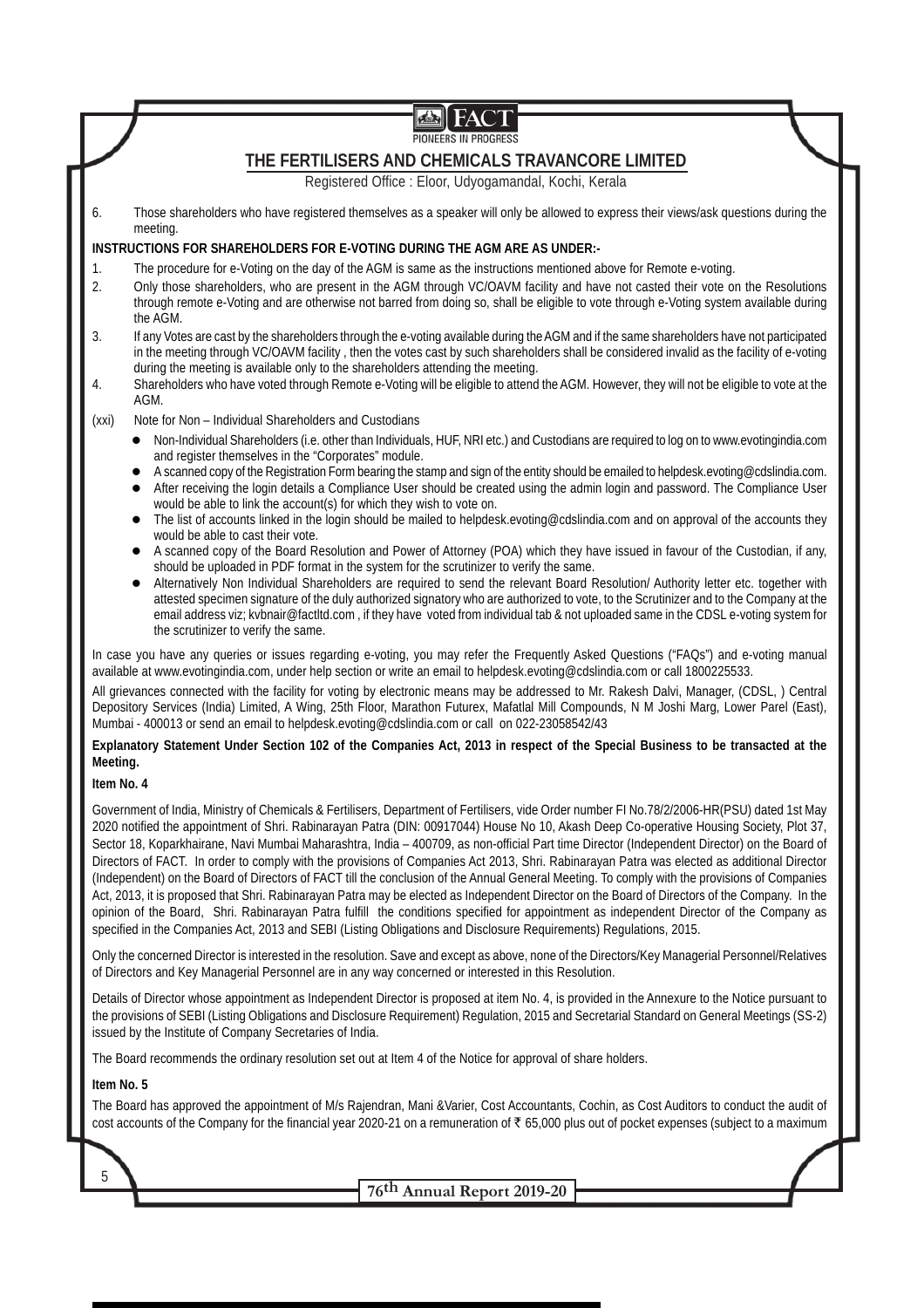6. Those shareholders who have registered themselves as a speaker will only be allowed to express their views/ask questions during the meeting.

**INSTRUCTIONS FOR SHAREHOLDERS FOR E-VOTING DURING THE AGM ARE AS UNDER:-**

1. The procedure for e-Voting on the day of the AGM is same as the instructions mentioned above for Remote e-voting.
2. Only those shareholders, who are present in the AGM through VC/OAVM facility and have not casted their vote on the Resolutions through remote e-Voting and are otherwise not barred from doing so, shall be eligible to vote through e-Voting system available during the AGM.
3. If any Votes are cast by the shareholders through the e-voting available during the AGM and if the same shareholders have not participated in the meeting through VC/OAVM facility , then the votes cast by such shareholders shall be considered invalid as the facility of e-voting during the meeting is available only to the shareholders attending the meeting.
4. Shareholders who have voted through Remote e-Voting will be eligible to attend the AGM. However, they will not be eligible to vote at the AGM.

(xxi) Note for Non – Individual Shareholders and Custodians

- Non-Individual Shareholders (i.e. other than Individuals, HUF, NRI etc.) and Custodians are required to log on to www.evotingindia.com and register themselves in the "Corporates" module.
- A scanned copy of the Registration Form bearing the stamp and sign of the entity should be emailed to helpdesk.evoting@cdslindia.com.
- After receiving the login details a Compliance User should be created using the admin login and password. The Compliance User would be able to link the account(s) for which they wish to vote on.
- The list of accounts linked in the login should be mailed to helpdesk.evoting@cdslindia.com and on approval of the accounts they would be able to cast their vote.
- A scanned copy of the Board Resolution and Power of Attorney (POA) which they have issued in favour of the Custodian, if any, should be uploaded in PDF format in the system for the scrutinizer to verify the same.
- Alternatively Non Individual Shareholders are required to send the relevant Board Resolution/ Authority letter etc. together with attested specimen signature of the duly authorized signatory who are authorized to vote, to the Scrutinizer and to the Company at the email address viz; kvbnair@factltd.com , if they have voted from individual tab & not uploaded same in the CDSL e-voting system for the scrutinizer to verify the same.

In case you have any queries or issues regarding e-voting, you may refer the Frequently Asked Questions ("FAQs") and e-voting manual available at www.evotingindia.com, under help section or write an email to helpdesk.evoting@cdslindia.com or call 1800225533.

All grievances connected with the facility for voting by electronic means may be addressed to Mr. Rakesh Dalvi, Manager, (CDSL, ) Central Depository Services (India) Limited, A Wing, 25th Floor, Marathon Futurex, Mafatlal Mill Compounds, N M Joshi Marg, Lower Parel (East), Mumbai - 400013 or send an email to helpdesk.evoting@cdslindia.com or call on 022-23058542/43

**Explanatory Statement Under Section 102 of the Companies Act, 2013 in respect of the Special Business to be transacted at the Meeting.**

**Item No. 4**

Government of India, Ministry of Chemicals & Fertilisers, Department of Fertilisers, vide Order number FI No.78/2/2006-HR(PSU) dated 1st May 2020 notified the appointment of Shri. Rabinarayan Patra (DIN: 00917044) House No 10, Akash Deep Co-operative Housing Society, Plot 37, Sector 18, Koparkhairane, Navi Mumbai Maharashtra, India – 400709, as non-official Part time Director (Independent Director) on the Board of Directors of FACT. In order to comply with the provisions of Companies Act 2013, Shri. Rabinarayan Patra was elected as additional Director (Independent) on the Board of Directors of FACT till the conclusion of the Annual General Meeting. To comply with the provisions of Companies Act, 2013, it is proposed that Shri. Rabinarayan Patra may be elected as Independent Director on the Board of Directors of the Company. In the opinion of the Board, Shri. Rabinarayan Patra fulfill the conditions specified for appointment as independent Director of the Company as specified in the Companies Act, 2013 and SEBI (Listing Obligations and Disclosure Requirements) Regulations, 2015.

Only the concerned Director is interested in the resolution. Save and except as above, none of the Directors/Key Managerial Personnel/Relatives of Directors and Key Managerial Personnel are in any way concerned or interested in this Resolution.

Details of Director whose appointment as Independent Director is proposed at item No. 4, is provided in the Annexure to the Notice pursuant to the provisions of SEBI (Listing Obligations and Disclosure Requirement) Regulation, 2015 and Secretarial Standard on General Meetings (SS-2) issued by the Institute of Company Secretaries of India.

The Board recommends the ordinary resolution set out at Item 4 of the Notice for approval of share holders.

**Item No. 5**

The Board has approved the appointment of M/s Rajendran, Mani &Varier, Cost Accountants, Cochin, as Cost Auditors to conduct the audit of cost accounts of the Company for the financial year 2020-21 on a remuneration of ₹ 65,000 plus out of pocket expenses (subject to a maximum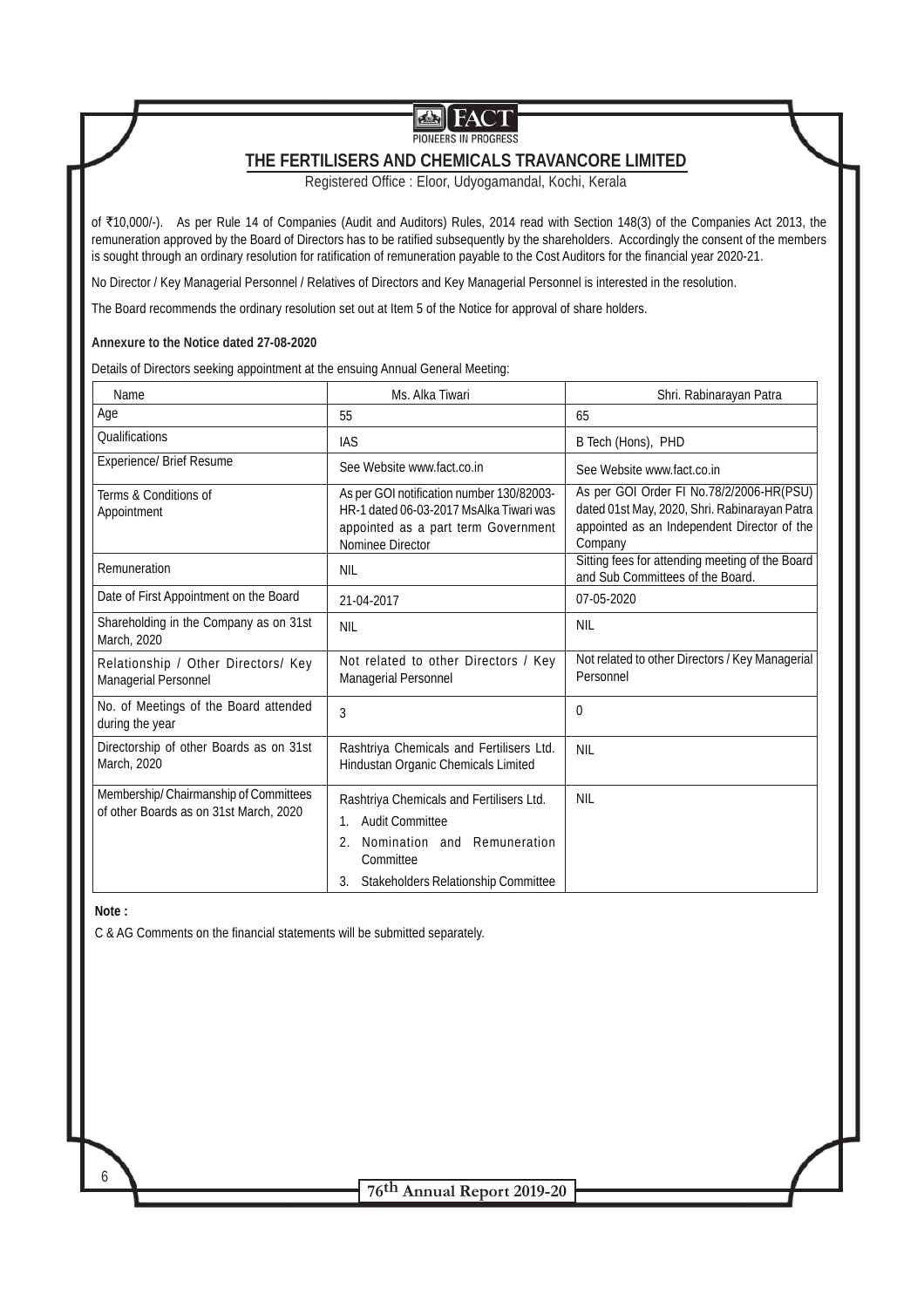of ₹10,000/-). As per Rule 14 of Companies (Audit and Auditors) Rules, 2014 read with Section 148(3) of the Companies Act 2013, the remuneration approved by the Board of Directors has to be ratified subsequently by the shareholders. Accordingly the consent of the members is sought through an ordinary resolution for ratification of remuneration payable to the Cost Auditors for the financial year 2020-21.

No Director / Key Managerial Personnel / Relatives of Directors and Key Managerial Personnel is interested in the resolution.

The Board recommends the ordinary resolution set out at Item 5 of the Notice for approval of share holders.

**Annexure to the Notice dated 27-08-2020**

Details of Directors seeking appointment at the ensuing Annual General Meeting:

| Name | Ms. Alka Tiwari | Shri. Rabinarayan Patra |
|---|---|---|
| Age | 55 | 65 |
| Qualifications | IAS | B Tech (Hons), PHD |
| Experience/ Brief Resume | See Website www.fact.co.in | See Website www.fact.co.in |
| Terms & Conditions of Appointment | As per GOI notification number 130/82003-HR-1 dated 06-03-2017 MsAlka Tiwari was appointed as a part term Government Nominee Director | As per GOI Order FI No.78/2/2006-HR(PSU) dated 01st May, 2020, Shri. Rabinarayan Patra appointed as an Independent Director of the Company |
| Remuneration | NIL | Sitting fees for attending meeting of the Board and Sub Committees of the Board. |
| Date of First Appointment on the Board | 21-04-2017 | 07-05-2020 |
| Shareholding in the Company as on 31st March, 2020 | NIL | NIL |
| Relationship / Other Directors/ Key Managerial Personnel | Not related to other Directors / Key Managerial Personnel | Not related to other Directors / Key Managerial Personnel |
| No. of Meetings of the Board attended during the year | 3 | 0 |
| Directorship of other Boards as on 31st March, 2020 | Rashtriya Chemicals and Fertilisers Ltd. Hindustan Organic Chemicals Limited | NIL |
| Membership/ Chairmanship of Committees of other Boards as on 31st March, 2020 | Rashtriya Chemicals and Fertilisers Ltd. 1. Audit Committee 2. Nomination and Remuneration Committee 3. Stakeholders Relationship Committee | NIL |

**Note :**

C & AG Comments on the financial statements will be submitted separately.